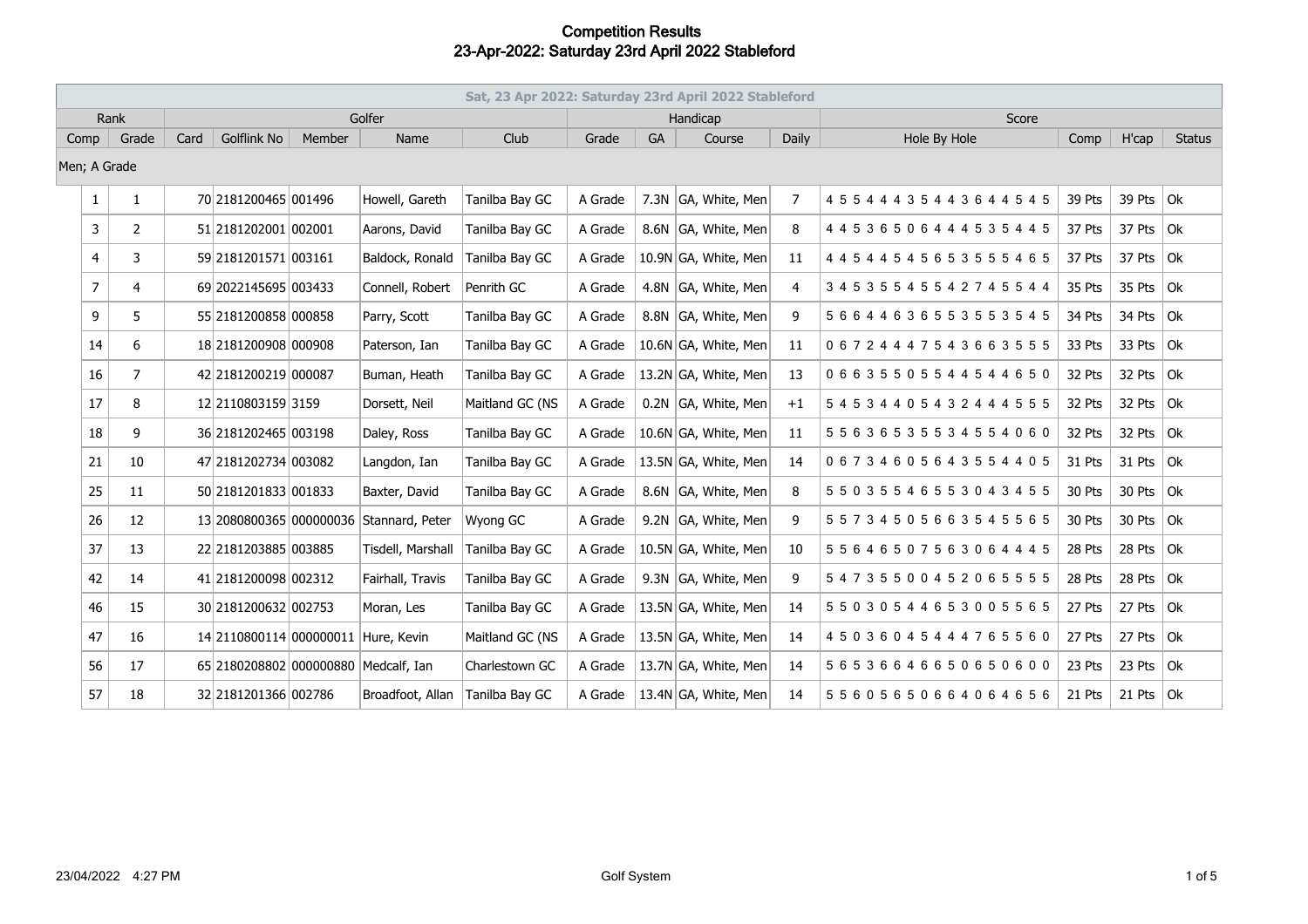# Competition Results
## 23-Apr-2022: Saturday 23rd April 2022 Stableford

| Sat, 23 Apr 2022: Saturday 23rd April 2022 Stableford | | | | | | | | | | | | | | | | |
|---|---|---|---|---|---|---|---|---|---|---|---|---|---|---|---|---|
| Rank | | Golfer | | | | | Handicap | | | | Score | | | | | |
| Comp | Grade | Card | Golflink No | Member | Name | Club | Grade | GA | Course | Daily | Hole By Hole | Comp | H'cap | Status | | |
| Men; A Grade | | | | | | | | | | | | | | | | |
| 1 | 1 | 70 | 2181200465 | 001496 | Howell, Gareth | Tanilba Bay GC | A Grade | 7.3N | GA, White, Men | 7 | 4 5 5 4 4 4 3 5 4 4 3 6 4 4 5 4 5 | 39 Pts | 39 Pts | Ok | | |
| 3 | 2 | 51 | 2181202001 | 002001 | Aarons, David | Tanilba Bay GC | A Grade | 8.6N | GA, White, Men | 8 | 4 4 5 3 6 5 0 6 4 4 4 5 3 5 4 4 5 | 37 Pts | 37 Pts | Ok | | |
| 4 | 3 | 59 | 2181201571 | 003161 | Baldock, Ronald | Tanilba Bay GC | A Grade | 10.9N | GA, White, Men | 11 | 4 4 5 4 4 5 4 5 6 5 3 5 5 5 4 6 5 | 37 Pts | 37 Pts | Ok | | |
| 7 | 4 | 69 | 2022145695 | 003433 | Connell, Robert | Penrith GC | A Grade | 4.8N | GA, White, Men | 4 | 3 4 5 3 5 5 4 5 5 4 2 7 4 5 5 4 4 | 35 Pts | 35 Pts | Ok | | |
| 9 | 5 | 55 | 2181200858 | 000858 | Parry, Scott | Tanilba Bay GC | A Grade | 8.8N | GA, White, Men | 9 | 5 6 6 4 4 6 3 6 5 5 3 5 5 3 5 4 5 | 34 Pts | 34 Pts | Ok | | |
| 14 | 6 | 18 | 2181200908 | 000908 | Paterson, Ian | Tanilba Bay GC | A Grade | 10.6N | GA, White, Men | 11 | 0 6 7 2 4 4 4 7 5 4 3 6 6 3 5 5 5 | 33 Pts | 33 Pts | Ok | | |
| 16 | 7 | 42 | 2181200219 | 000087 | Buman, Heath | Tanilba Bay GC | A Grade | 13.2N | GA, White, Men | 13 | 0 6 6 3 5 5 0 5 5 4 4 5 4 4 6 5 0 | 32 Pts | 32 Pts | Ok | | |
| 17 | 8 | 12 | 2110803159 | 3159 | Dorsett, Neil | Maitland GC (NS | A Grade | 0.2N | GA, White, Men | +1 | 5 4 5 3 4 4 0 5 4 3 2 4 4 4 5 5 5 | 32 Pts | 32 Pts | Ok | | |
| 18 | 9 | 36 | 2181202465 | 003198 | Daley, Ross | Tanilba Bay GC | A Grade | 10.6N | GA, White, Men | 11 | 5 5 6 3 6 5 3 5 5 3 4 5 5 4 0 6 0 | 32 Pts | 32 Pts | Ok | | |
| 21 | 10 | 47 | 2181202734 | 003082 | Langdon, Ian | Tanilba Bay GC | A Grade | 13.5N | GA, White, Men | 14 | 0 6 7 3 4 6 0 5 6 4 3 5 5 4 4 0 5 | 31 Pts | 31 Pts | Ok | | |
| 25 | 11 | 50 | 2181201833 | 001833 | Baxter, David | Tanilba Bay GC | A Grade | 8.6N | GA, White, Men | 8 | 5 5 0 3 5 5 4 6 5 5 3 0 4 3 4 5 5 | 30 Pts | 30 Pts | Ok | | |
| 26 | 12 | 13 | 2080800365 | 000000036 | Stannard, Peter | Wyong GC | A Grade | 9.2N | GA, White, Men | 9 | 5 5 7 3 4 5 0 5 6 6 3 5 4 5 5 6 5 | 30 Pts | 30 Pts | Ok | | |
| 37 | 13 | 22 | 2181203885 | 003885 | Tisdell, Marshall | Tanilba Bay GC | A Grade | 10.5N | GA, White, Men | 10 | 5 5 6 4 6 5 0 7 5 6 3 0 6 4 4 4 5 | 28 Pts | 28 Pts | Ok | | |
| 42 | 14 | 41 | 2181200098 | 002312 | Fairhall, Travis | Tanilba Bay GC | A Grade | 9.3N | GA, White, Men | 9 | 5 4 7 3 5 5 0 0 4 5 2 0 6 5 5 5 5 | 28 Pts | 28 Pts | Ok | | |
| 46 | 15 | 30 | 2181200632 | 002753 | Moran, Les | Tanilba Bay GC | A Grade | 13.5N | GA, White, Men | 14 | 5 5 0 3 0 5 4 4 6 5 3 0 0 5 5 6 5 | 27 Pts | 27 Pts | Ok | | |
| 47 | 16 | 14 | 2110800114 | 000000011 | Hure, Kevin | Maitland GC (NS | A Grade | 13.5N | GA, White, Men | 14 | 4 5 0 3 6 0 4 5 4 4 4 7 6 5 5 6 0 | 27 Pts | 27 Pts | Ok | | |
| 56 | 17 | 65 | 2180208802 | 000000880 | Medcalf, Ian | Charlestown GC | A Grade | 13.7N | GA, White, Men | 14 | 5 6 5 3 6 6 4 6 6 5 0 6 5 0 6 0 0 | 23 Pts | 23 Pts | Ok | | |
| 57 | 18 | 32 | 2181201366 | 002786 | Broadfoot, Allan | Tanilba Bay GC | A Grade | 13.4N | GA, White, Men | 14 | 5 5 6 0 5 6 5 0 6 6 4 0 6 4 6 5 6 | 21 Pts | 21 Pts | Ok | | |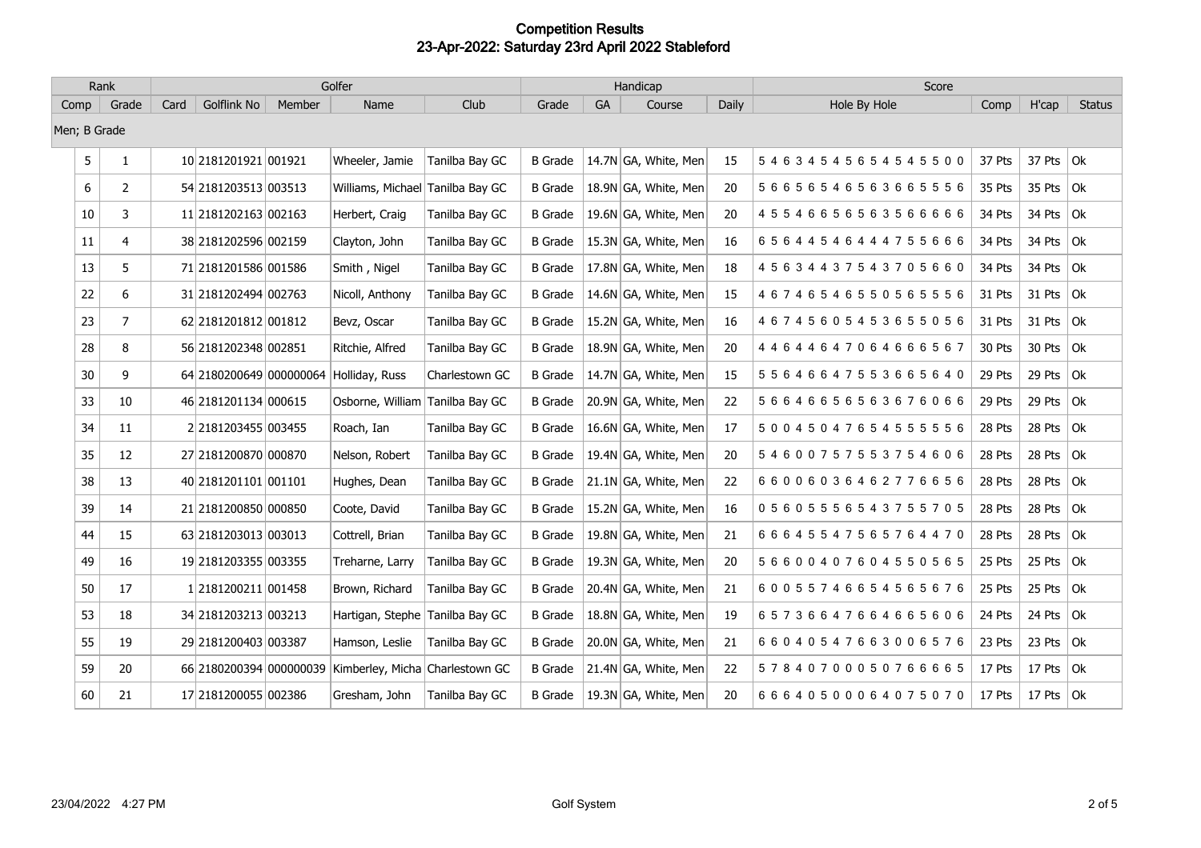# Competition Results
## 23-Apr-2022: Saturday 23rd April 2022 Stableford

| Rank | | Golfer | | | | | Handicap | | | | Score | | | |
|---|---|---|---|---|---|---|---|---|---|---|---|---|---|---|
| Comp | Grade | Card | Golflink No | Member | Name | Club | Grade | GA | Course | Daily | Hole By Hole | Comp | H'cap | Status |
| Men; B Grade | | | | | | | | | | | | | | |
| 5 | 1 | 10 | 2181201921 | 001921 | Wheeler, Jamie | Tanilba Bay GC | B Grade | 14.7N | GA, White, Men | 15 | 5 4 6 3 4 5 4 5 6 5 4 5 4 5 5 0 0 | 37 Pts | 37 Pts | Ok |
| 6 | 2 | 54 | 2181203513 | 003513 | Williams, Michael | Tanilba Bay GC | B Grade | 18.9N | GA, White, Men | 20 | 5 6 6 5 6 5 4 6 5 6 3 6 6 5 5 5 6 | 35 Pts | 35 Pts | Ok |
| 10 | 3 | 11 | 2181202163 | 002163 | Herbert, Craig | Tanilba Bay GC | B Grade | 19.6N | GA, White, Men | 20 | 4 5 5 4 6 6 5 6 5 6 3 5 6 6 6 6 6 | 34 Pts | 34 Pts | Ok |
| 11 | 4 | 38 | 2181202596 | 002159 | Clayton, John | Tanilba Bay GC | B Grade | 15.3N | GA, White, Men | 16 | 6 5 6 4 4 5 4 6 4 4 4 7 5 5 6 6 6 | 34 Pts | 34 Pts | Ok |
| 13 | 5 | 71 | 2181201586 | 001586 | Smith , Nigel | Tanilba Bay GC | B Grade | 17.8N | GA, White, Men | 18 | 4 5 6 3 4 4 3 7 5 4 3 7 0 5 6 6 0 | 34 Pts | 34 Pts | Ok |
| 22 | 6 | 31 | 2181202494 | 002763 | Nicoll, Anthony | Tanilba Bay GC | B Grade | 14.6N | GA, White, Men | 15 | 4 6 7 4 6 5 4 6 5 5 0 5 6 5 5 5 6 | 31 Pts | 31 Pts | Ok |
| 23 | 7 | 62 | 2181201812 | 001812 | Bevz, Oscar | Tanilba Bay GC | B Grade | 15.2N | GA, White, Men | 16 | 4 6 7 4 5 6 0 5 4 5 3 6 5 5 0 5 6 | 31 Pts | 31 Pts | Ok |
| 28 | 8 | 56 | 2181202348 | 002851 | Ritchie, Alfred | Tanilba Bay GC | B Grade | 18.9N | GA, White, Men | 20 | 4 4 6 4 4 6 4 7 0 6 4 6 6 6 5 6 7 | 30 Pts | 30 Pts | Ok |
| 30 | 9 | 64 | 2180200649 | 000000064 | Holliday, Russ | Charlestown GC | B Grade | 14.7N | GA, White, Men | 15 | 5 5 6 4 6 6 4 7 5 5 3 6 6 5 6 4 0 | 29 Pts | 29 Pts | Ok |
| 33 | 10 | 46 | 2181201134 | 000615 | Osborne, William | Tanilba Bay GC | B Grade | 20.9N | GA, White, Men | 22 | 5 6 6 4 6 6 5 6 5 6 3 6 7 6 0 6 6 | 29 Pts | 29 Pts | Ok |
| 34 | 11 | 2 | 2181203455 | 003455 | Roach, Ian | Tanilba Bay GC | B Grade | 16.6N | GA, White, Men | 17 | 5 0 0 4 5 0 4 7 6 5 4 5 5 5 5 5 6 | 28 Pts | 28 Pts | Ok |
| 35 | 12 | 27 | 2181200870 | 000870 | Nelson, Robert | Tanilba Bay GC | B Grade | 19.4N | GA, White, Men | 20 | 5 4 6 0 0 7 5 7 5 5 3 7 5 4 6 0 6 | 28 Pts | 28 Pts | Ok |
| 38 | 13 | 40 | 2181201101 | 001101 | Hughes, Dean | Tanilba Bay GC | B Grade | 21.1N | GA, White, Men | 22 | 6 6 0 0 6 0 3 6 4 6 2 7 7 6 6 5 6 | 28 Pts | 28 Pts | Ok |
| 39 | 14 | 21 | 2181200850 | 000850 | Coote, David | Tanilba Bay GC | B Grade | 15.2N | GA, White, Men | 16 | 0 5 6 0 5 5 5 6 5 4 3 7 5 5 7 0 5 | 28 Pts | 28 Pts | Ok |
| 44 | 15 | 63 | 2181203013 | 003013 | Cottrell, Brian | Tanilba Bay GC | B Grade | 19.8N | GA, White, Men | 21 | 6 6 6 4 5 5 4 7 5 6 5 7 6 4 4 7 0 | 28 Pts | 28 Pts | Ok |
| 49 | 16 | 19 | 2181203355 | 003355 | Treharne, Larry | Tanilba Bay GC | B Grade | 19.3N | GA, White, Men | 20 | 5 6 6 0 0 4 0 7 6 0 4 5 5 0 5 6 5 | 25 Pts | 25 Pts | Ok |
| 50 | 17 | 1 | 2181200211 | 001458 | Brown, Richard | Tanilba Bay GC | B Grade | 20.4N | GA, White, Men | 21 | 6 0 0 5 5 7 4 6 6 5 4 5 6 5 6 7 6 | 25 Pts | 25 Pts | Ok |
| 53 | 18 | 34 | 2181203213 | 003213 | Hartigan, Stephe | Tanilba Bay GC | B Grade | 18.8N | GA, White, Men | 19 | 6 5 7 3 6 6 4 7 6 6 4 6 6 5 6 0 6 | 24 Pts | 24 Pts | Ok |
| 55 | 19 | 29 | 2181200403 | 003387 | Hamson, Leslie | Tanilba Bay GC | B Grade | 20.0N | GA, White, Men | 21 | 6 6 0 4 0 5 4 7 6 6 3 0 0 6 5 7 6 | 23 Pts | 23 Pts | Ok |
| 59 | 20 | 66 | 2180200394 | 000000039 | Kimberley, Micha | Charlestown GC | B Grade | 21.4N | GA, White, Men | 22 | 5 7 8 4 0 7 0 0 0 5 0 7 6 6 6 6 5 | 17 Pts | 17 Pts | Ok |
| 60 | 21 | 17 | 2181200055 | 002386 | Gresham, John | Tanilba Bay GC | B Grade | 19.3N | GA, White, Men | 20 | 6 6 6 4 0 5 0 0 0 6 4 0 7 5 0 7 0 | 17 Pts | 17 Pts | Ok |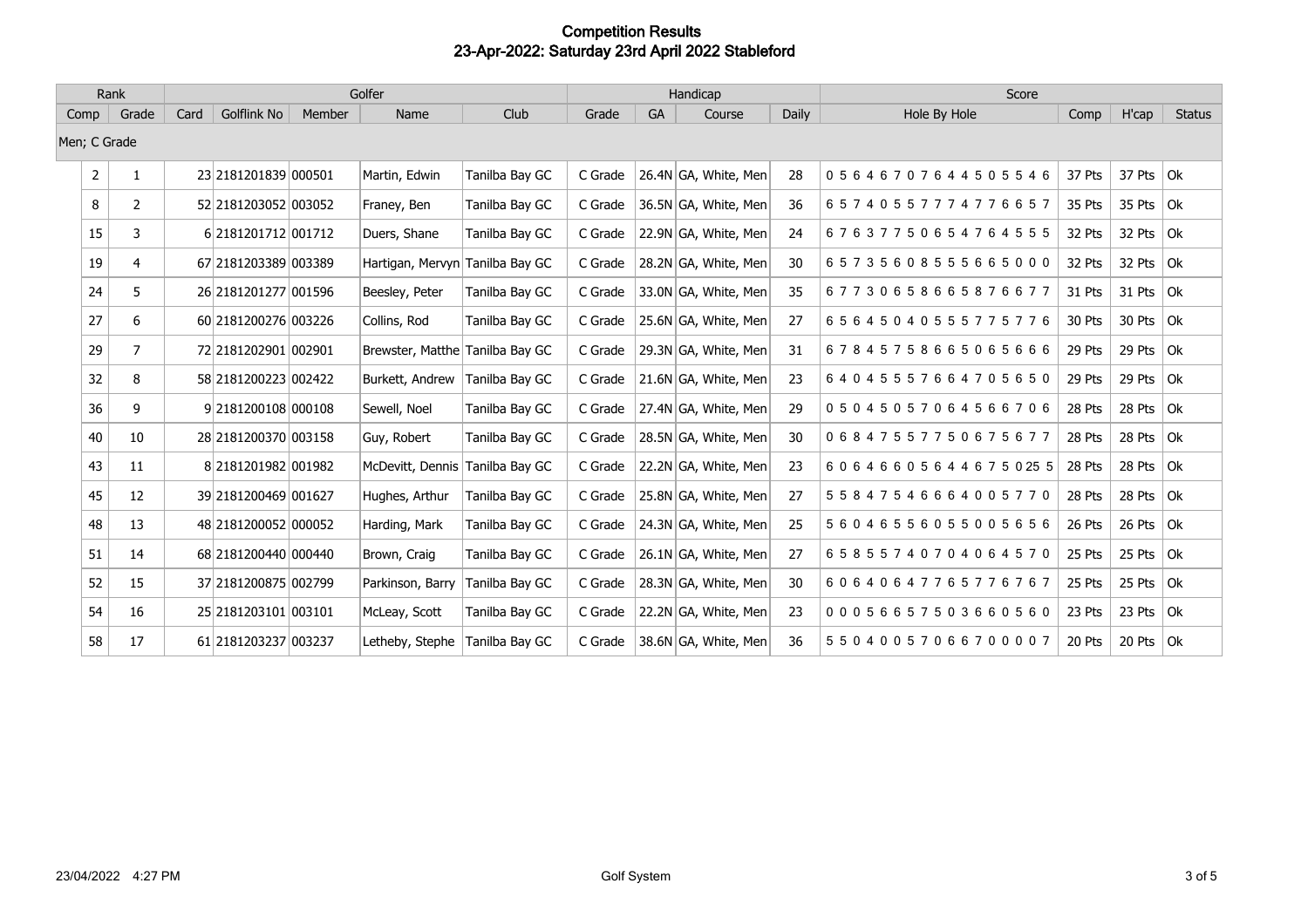# Competition Results

## 23-Apr-2022: Saturday 23rd April 2022 Stableford

| Rank | | Golfer | | | | | Handicap | | | | Score | | | |
|---|---|---|---|---|---|---|---|---|---|---|---|---|---|---|
| Comp | Grade | Card | Golflink No | Member | Name | Club | Grade | GA | Course | Daily | Hole By Hole | Comp | H'cap | Status |
| Men; C Grade | | | | | | | | | | | | | | |
| 2 | 1 | 23 | 2181201839 | 000501 | Martin, Edwin | Tanilba Bay GC | C Grade | 26.4N | GA, White, Men | 28 | 0 5 6 4 6 7 0 7 6 4 4 5 0 5 5 4 6 | 37 Pts | 37 Pts | Ok |
| 8 | 2 | 52 | 2181203052 | 003052 | Franey, Ben | Tanilba Bay GC | C Grade | 36.5N | GA, White, Men | 36 | 6 5 7 4 0 5 5 7 7 7 4 7 7 6 6 5 7 | 35 Pts | 35 Pts | Ok |
| 15 | 3 | 6 | 2181201712 | 001712 | Duers, Shane | Tanilba Bay GC | C Grade | 22.9N | GA, White, Men | 24 | 6 7 6 3 7 7 5 0 6 5 4 7 6 4 5 5 5 | 32 Pts | 32 Pts | Ok |
| 19 | 4 | 67 | 2181203389 | 003389 | Hartigan, Mervyn | Tanilba Bay GC | C Grade | 28.2N | GA, White, Men | 30 | 6 5 7 3 5 6 0 8 5 5 5 6 6 5 0 0 0 | 32 Pts | 32 Pts | Ok |
| 24 | 5 | 26 | 2181201277 | 001596 | Beesley, Peter | Tanilba Bay GC | C Grade | 33.0N | GA, White, Men | 35 | 6 7 7 3 0 6 5 8 6 6 5 8 7 6 6 7 7 | 31 Pts | 31 Pts | Ok |
| 27 | 6 | 60 | 2181200276 | 003226 | Collins, Rod | Tanilba Bay GC | C Grade | 25.6N | GA, White, Men | 27 | 6 5 6 4 5 0 4 0 5 5 5 7 7 5 7 7 6 | 30 Pts | 30 Pts | Ok |
| 29 | 7 | 72 | 2181202901 | 002901 | Brewster, Matthe | Tanilba Bay GC | C Grade | 29.3N | GA, White, Men | 31 | 6 7 8 4 5 7 5 8 6 6 5 0 6 5 6 6 6 | 29 Pts | 29 Pts | Ok |
| 32 | 8 | 58 | 2181200223 | 002422 | Burkett, Andrew | Tanilba Bay GC | C Grade | 21.6N | GA, White, Men | 23 | 6 4 0 4 5 5 5 7 6 6 4 7 0 5 6 5 0 | 29 Pts | 29 Pts | Ok |
| 36 | 9 | 9 | 2181200108 | 000108 | Sewell, Noel | Tanilba Bay GC | C Grade | 27.4N | GA, White, Men | 29 | 0 5 0 4 5 0 5 7 0 6 4 5 6 6 7 0 6 | 28 Pts | 28 Pts | Ok |
| 40 | 10 | 28 | 2181200370 | 003158 | Guy, Robert | Tanilba Bay GC | C Grade | 28.5N | GA, White, Men | 30 | 0 6 8 4 7 5 5 7 7 5 0 6 7 5 6 7 7 | 28 Pts | 28 Pts | Ok |
| 43 | 11 | 8 | 2181201982 | 001982 | McDevitt, Dennis | Tanilba Bay GC | C Grade | 22.2N | GA, White, Men | 23 | 6 0 6 4 6 6 0 5 6 4 4 6 7 5 0 25 5 | 28 Pts | 28 Pts | Ok |
| 45 | 12 | 39 | 2181200469 | 001627 | Hughes, Arthur | Tanilba Bay GC | C Grade | 25.8N | GA, White, Men | 27 | 5 5 8 4 7 5 4 6 6 6 4 0 0 5 7 7 0 | 28 Pts | 28 Pts | Ok |
| 48 | 13 | 48 | 2181200052 | 000052 | Harding, Mark | Tanilba Bay GC | C Grade | 24.3N | GA, White, Men | 25 | 5 6 0 4 6 5 5 6 0 5 5 0 0 5 6 5 6 | 26 Pts | 26 Pts | Ok |
| 51 | 14 | 68 | 2181200440 | 000440 | Brown, Craig | Tanilba Bay GC | C Grade | 26.1N | GA, White, Men | 27 | 6 5 8 5 5 7 4 0 7 0 4 0 6 4 5 7 0 | 25 Pts | 25 Pts | Ok |
| 52 | 15 | 37 | 2181200875 | 002799 | Parkinson, Barry | Tanilba Bay GC | C Grade | 28.3N | GA, White, Men | 30 | 6 0 6 4 0 6 4 7 7 6 5 7 7 6 7 6 7 | 25 Pts | 25 Pts | Ok |
| 54 | 16 | 25 | 2181203101 | 003101 | McLeay, Scott | Tanilba Bay GC | C Grade | 22.2N | GA, White, Men | 23 | 0 0 0 5 6 6 5 7 5 0 3 6 6 0 5 6 0 | 23 Pts | 23 Pts | Ok |
| 58 | 17 | 61 | 2181203237 | 003237 | Letheby, Stephe | Tanilba Bay GC | C Grade | 38.6N | GA, White, Men | 36 | 5 5 0 4 0 0 5 7 0 6 6 7 0 0 0 0 7 | 20 Pts | 20 Pts | Ok |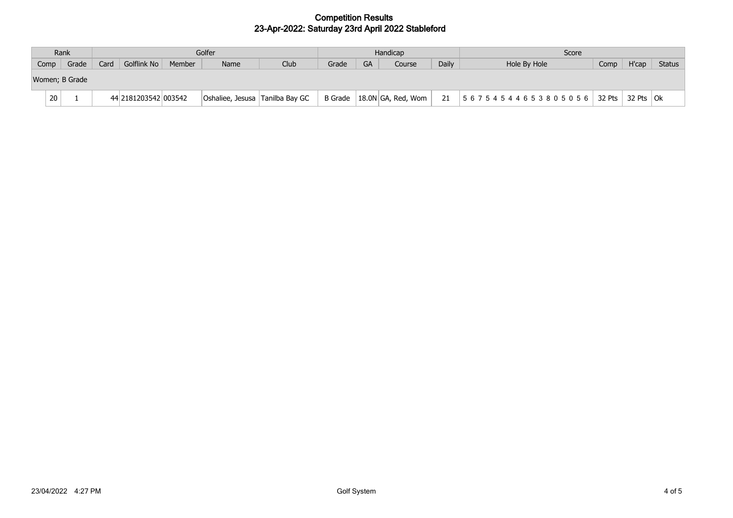# Competition Results
## 23-Apr-2022: Saturday 23rd April 2022 Stableford

| Rank | | Golfer | | | | | Handicap | | | | Score | | | |
|---|---|---|---|---|---|---|---|---|---|---|---|---|---|---|
| Comp | Grade | Card | Golflink No | Member | Name | Club | Grade | GA | Course | Daily | Hole By Hole | Comp | H'cap | Status |
| Women; B Grade | | | | | | | | | | | | | | |
| 20 | 1 | 44 | 2181203542 | 003542 | Oshaliee, Jesusa | Tanilba Bay GC | B Grade | 18.0N | GA, Red, Wom | 21 | 5 6 7 5 4 5 4 4 6 5 3 8 0 5 0 5 6 | 32 Pts | 32 Pts | Ok |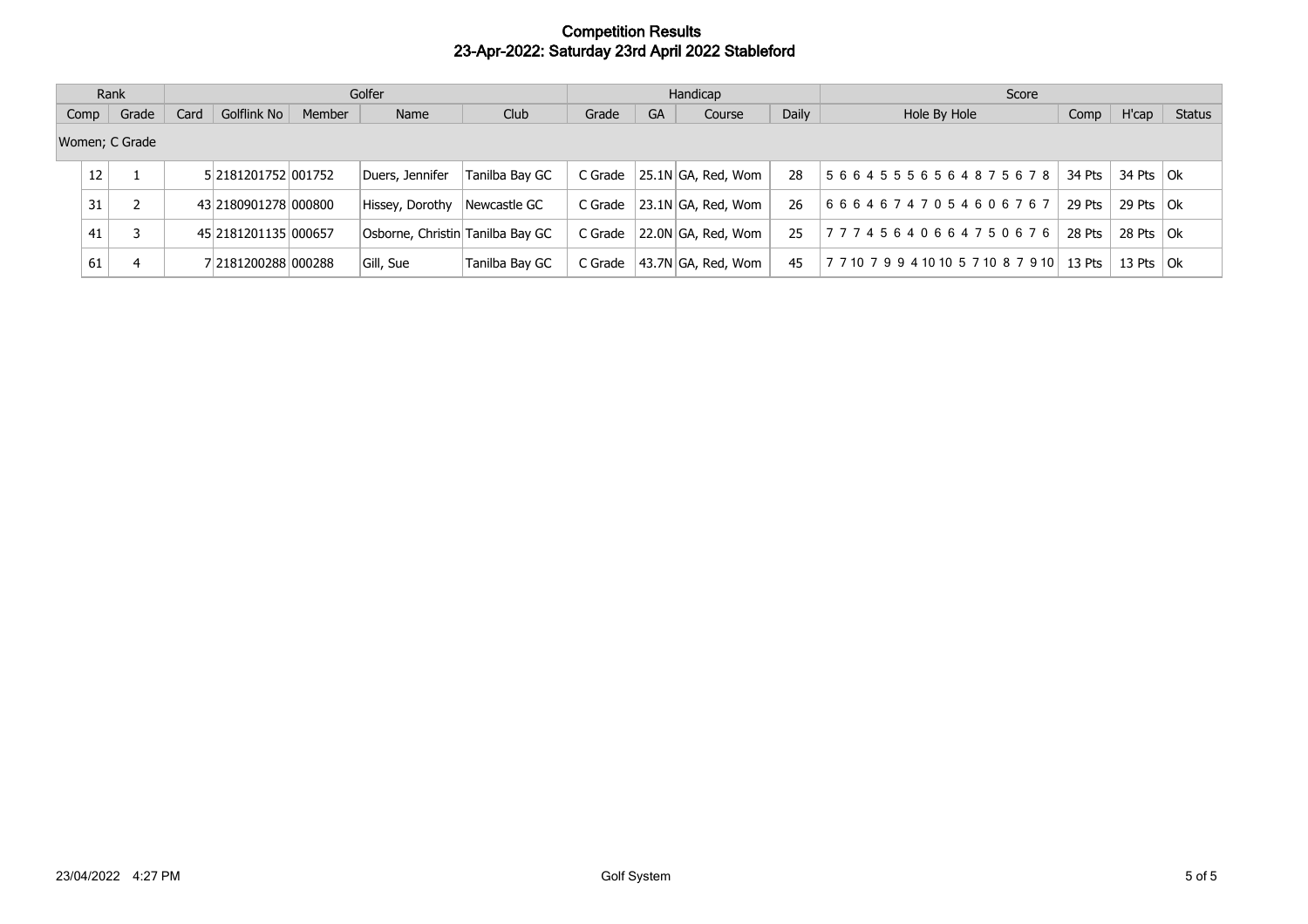# Competition Results
## 23-Apr-2022: Saturday 23rd April 2022 Stableford

| Rank | | Golfer | | | | | Handicap | | | | Score | | | |
|---|---|---|---|---|---|---|---|---|---|---|---|---|---|---|
| Comp | Grade | Card | Golflink No | Member | Name | Club | Grade | GA | Course | Daily | Hole By Hole | Comp | H'cap | Status |
| Women; C Grade | | | | | | | | | | | | | | |
| 12 | 1 | 5 | 2181201752 | 001752 | Duers, Jennifer | Tanilba Bay GC | C Grade | 25.1N | GA, Red, Wom | 28 | 5 6 6 4 5 5 5 6 5 6 4 8 7 5 6 7 8 | 34 Pts | 34 Pts | Ok |
| 31 | 2 | 43 | 2180901278 | 000800 | Hissey, Dorothy | Newcastle GC | C Grade | 23.1N | GA, Red, Wom | 26 | 6 6 6 4 6 7 4 7 0 5 4 6 0 6 7 6 7 | 29 Pts | 29 Pts | Ok |
| 41 | 3 | 45 | 2181201135 | 000657 | Osborne, Christin | Tanilba Bay GC | C Grade | 22.0N | GA, Red, Wom | 25 | 7 7 7 4 5 6 4 0 6 6 4 7 5 0 6 7 6 | 28 Pts | 28 Pts | Ok |
| 61 | 4 | 7 | 2181200288 | 000288 | Gill, Sue | Tanilba Bay GC | C Grade | 43.7N | GA, Red, Wom | 45 | 7 7 10 7 9 9 4 10 10 5 7 10 8 7 9 10 | 13 Pts | 13 Pts | Ok |

23/04/2022 4:27 PM

Golf System